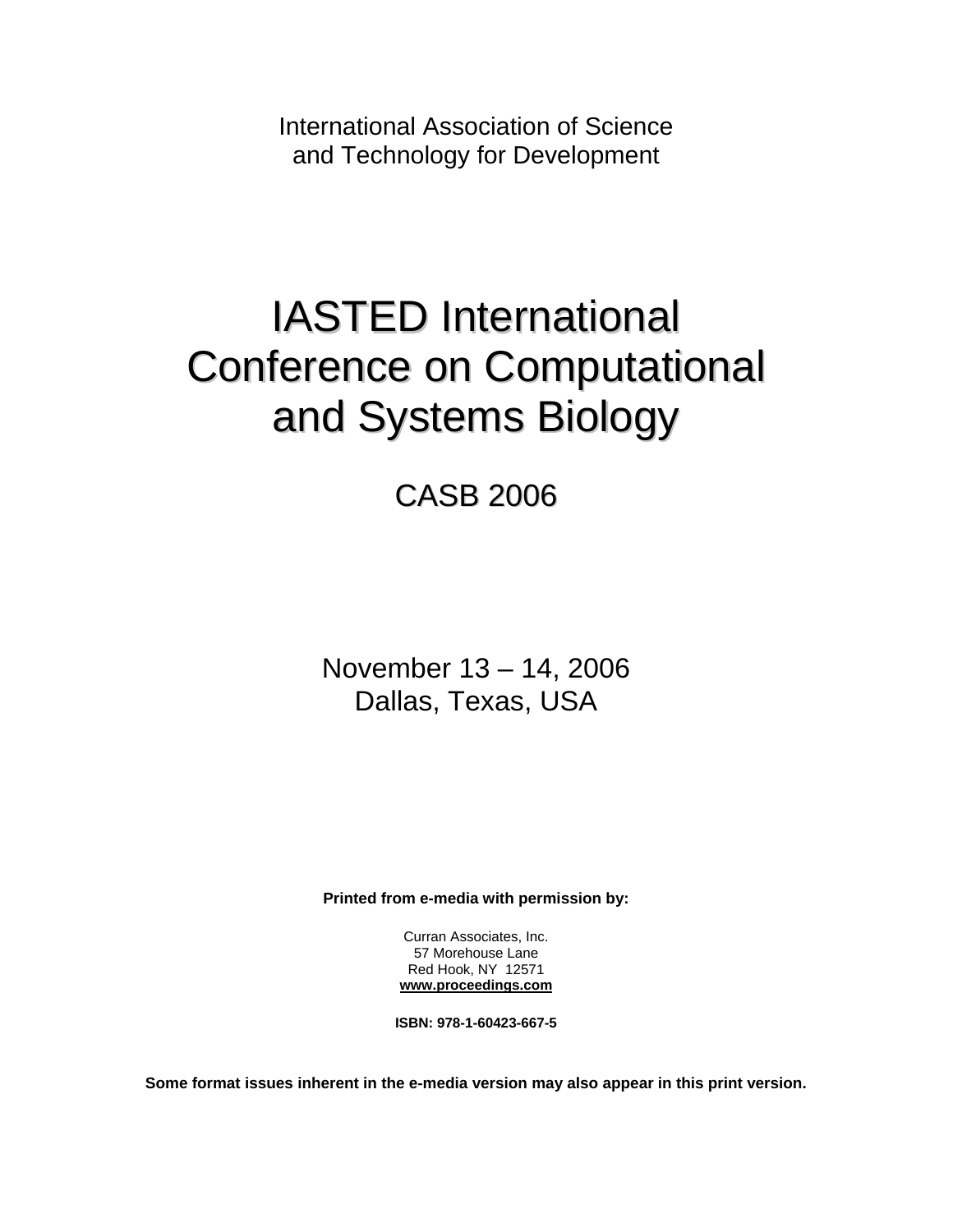International Association of Science and Technology for Development

# IASTED International Conference on Computational and Systems Biology

## CASB 2006

November 13 – 14, 2006
Dallas, Texas, USA

**Printed from e-media with permission by:**

Curran Associates, Inc.
57 Morehouse Lane
Red Hook, NY 12571
**www.proceedings.com**

**ISBN: 978-1-60423-667-5**

**Some format issues inherent in the e-media version may also appear in this print version.**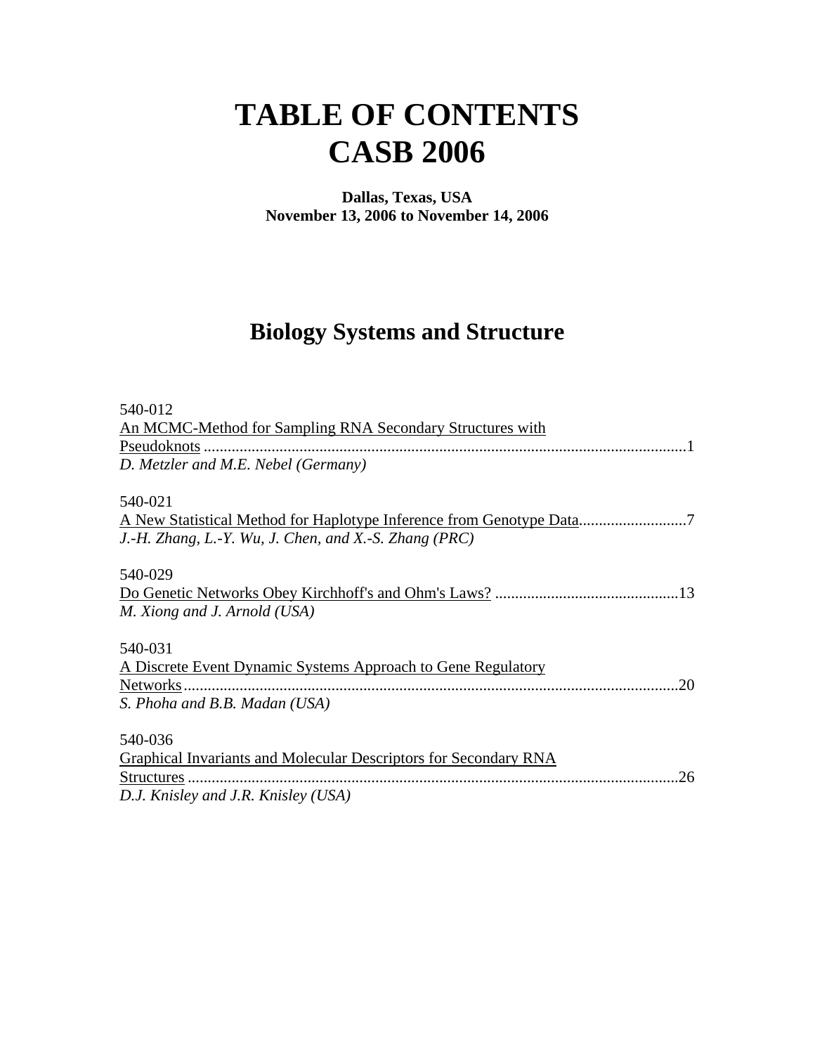# TABLE OF CONTENTS
# CASB 2006

**Dallas, Texas, USA**
**November 13, 2006 to November 14, 2006**

## Biology Systems and Structure

540-012
An MCMC-Method for Sampling RNA Secondary Structures with Pseudoknots ........................................................................................................1
*D. Metzler and M.E. Nebel (Germany)*

540-021
A New Statistical Method for Haplotype Inference from Genotype Data..........................7
*J.-H. Zhang, L.-Y. Wu, J. Chen, and X.-S. Zhang (PRC)*

540-029
Do Genetic Networks Obey Kirchhoff's and Ohm's Laws? .............................................13
*M. Xiong and J. Arnold (USA)*

540-031
A Discrete Event Dynamic Systems Approach to Gene Regulatory Networks..........................................................................................................................20
*S. Phoha and B.B. Madan (USA)*

540-036
Graphical Invariants and Molecular Descriptors for Secondary RNA Structures .........................................................................................................................26
*D.J. Knisley and J.R. Knisley (USA)*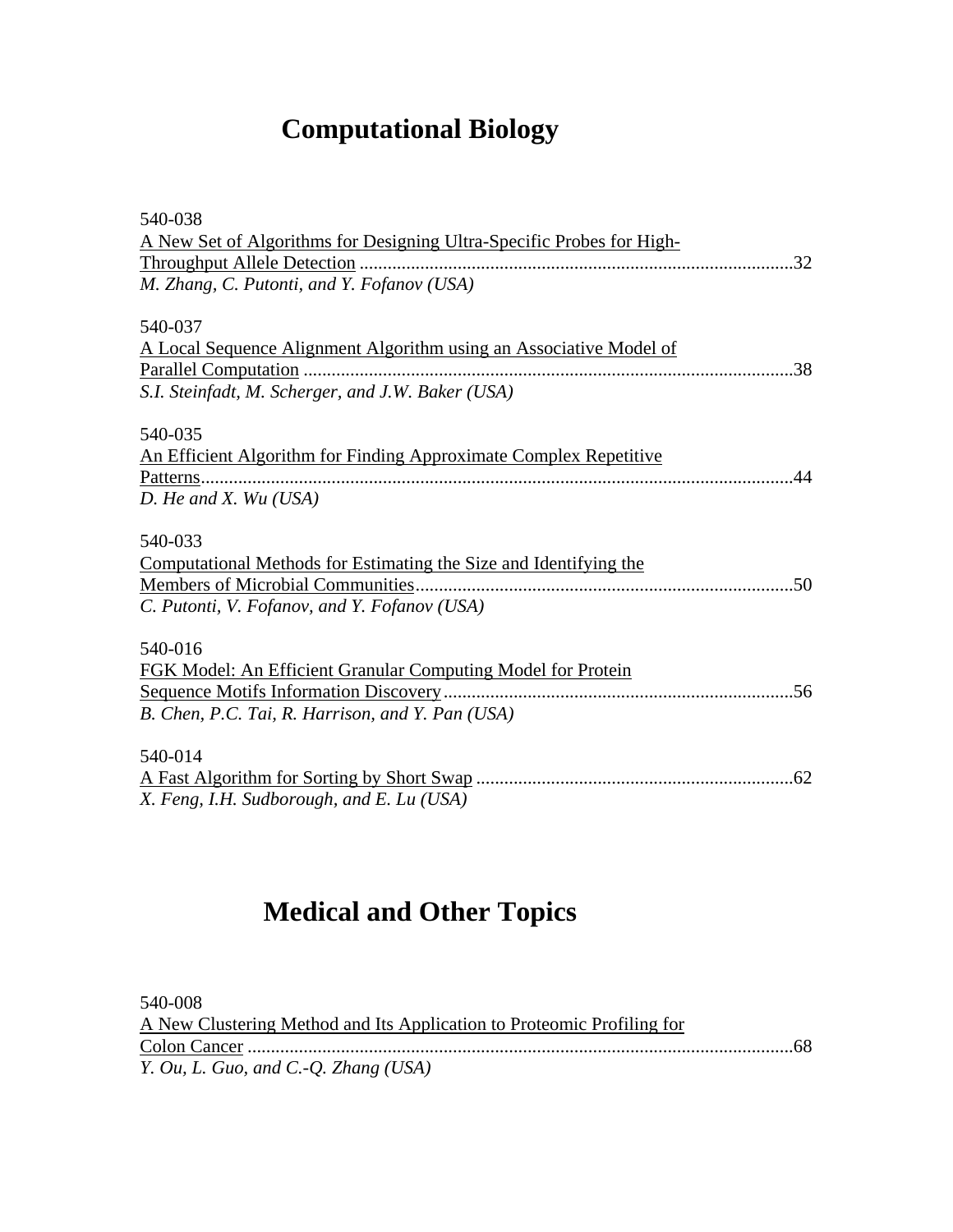# Computational Biology

540-038
A New Set of Algorithms for Designing Ultra-Specific Probes for High-Throughput Allele Detection ............................................................................................32
*M. Zhang, C. Putonti, and Y. Fofanov (USA)*

540-037
A Local Sequence Alignment Algorithm using an Associative Model of Parallel Computation ........................................................................................................38
*S.I. Steinfadt, M. Scherger, and J.W. Baker (USA)*

540-035
An Efficient Algorithm for Finding Approximate Complex Repetitive Patterns...............................................................................................................................44
*D. He and X. Wu (USA)*

540-033
Computational Methods for Estimating the Size and Identifying the Members of Microbial Communities................................................................................50
*C. Putonti, V. Fofanov, and Y. Fofanov (USA)*

540-016
FGK Model: An Efficient Granular Computing Model for Protein Sequence Motifs Information Discovery...........................................................................56
*B. Chen, P.C. Tai, R. Harrison, and Y. Pan (USA)*

540-014
A Fast Algorithm for Sorting by Short Swap ...................................................................62
*X. Feng, I.H. Sudborough, and E. Lu (USA)*

# Medical and Other Topics

540-008
A New Clustering Method and Its Application to Proteomic Profiling for Colon Cancer ....................................................................................................................68
*Y. Ou, L. Guo, and C.-Q. Zhang (USA)*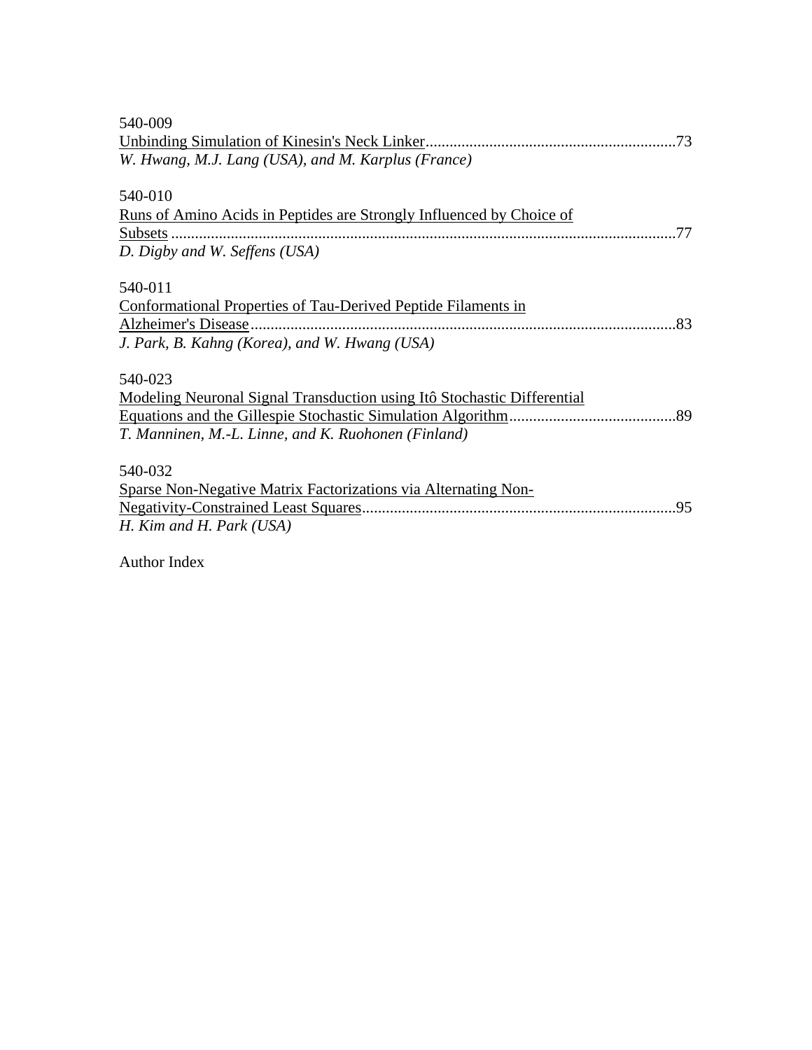540-009

Unbinding Simulation of Kinesin's Neck Linker..............................................................73

*W. Hwang, M.J. Lang (USA), and M. Karplus (France)*

540-010

Runs of Amino Acids in Peptides are Strongly Influenced by Choice of Subsets ..............................................................................................................................77

*D. Digby and W. Seffens (USA)*

540-011

Conformational Properties of Tau-Derived Peptide Filaments in Alzheimer's Disease..........................................................................................................83

*J. Park, B. Kahng (Korea), and W. Hwang (USA)*

540-023

Modeling Neuronal Signal Transduction using Itô Stochastic Differential Equations and the Gillespie Stochastic Simulation Algorithm.........................................89

*T. Manninen, M.-L. Linne, and K. Ruohonen (Finland)*

540-032

Sparse Non-Negative Matrix Factorizations via Alternating Non-Negativity-Constrained Least Squares.............................................................................95

*H. Kim and H. Park (USA)*

Author Index